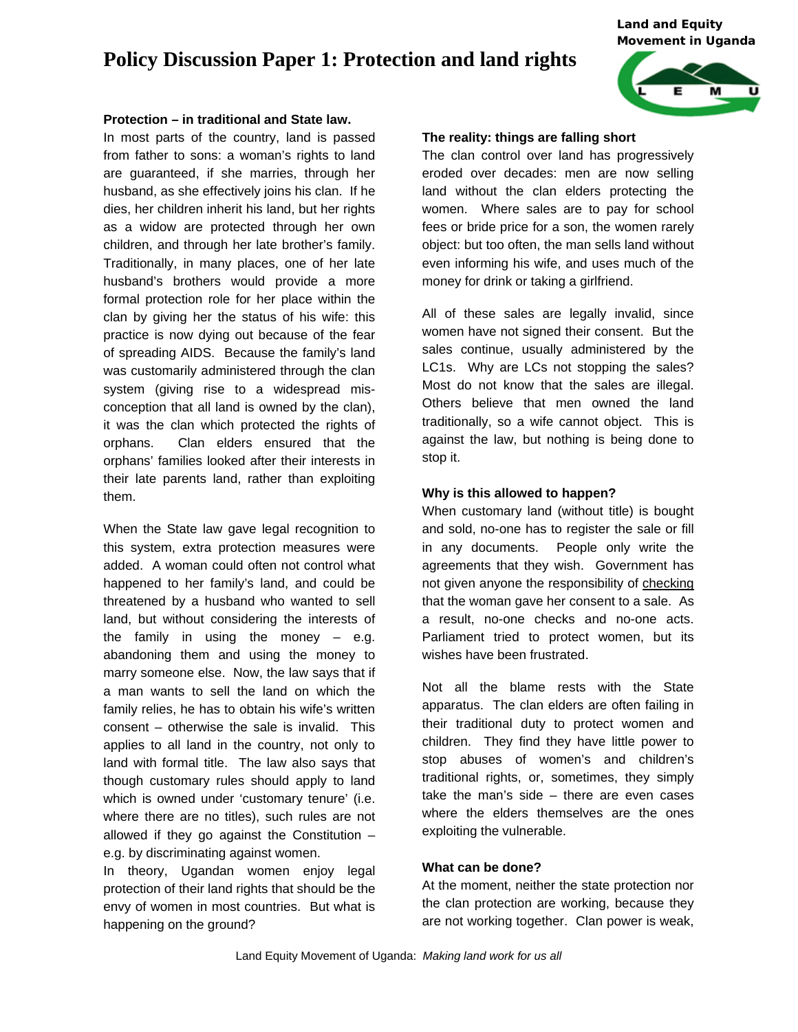Land and Equity Movement in Uganda

# Policy Discussion Paper 1: Protection and land rights

**Protection – in traditional and State law.**

In most parts of the country, land is passed from father to sons: a woman's rights to land are guaranteed, if she marries, through her husband, as she effectively joins his clan. If he dies, her children inherit his land, but her rights as a widow are protected through her own children, and through her late brother's family. Traditionally, in many places, one of her late husband's brothers would provide a more formal protection role for her place within the clan by giving her the status of his wife: this practice is now dying out because of the fear of spreading AIDS. Because the family's land was customarily administered through the clan system (giving rise to a widespread mis-conception that all land is owned by the clan), it was the clan which protected the rights of orphans. Clan elders ensured that the orphans' families looked after their interests in their late parents land, rather than exploiting them.

When the State law gave legal recognition to this system, extra protection measures were added. A woman could often not control what happened to her family's land, and could be threatened by a husband who wanted to sell land, but without considering the interests of the family in using the money – e.g. abandoning them and using the money to marry someone else. Now, the law says that if a man wants to sell the land on which the family relies, he has to obtain his wife's written consent – otherwise the sale is invalid. This applies to all land in the country, not only to land with formal title. The law also says that though customary rules should apply to land which is owned under 'customary tenure' (i.e. where there are no titles), such rules are not allowed if they go against the Constitution – e.g. by discriminating against women.

In theory, Ugandan women enjoy legal protection of their land rights that should be the envy of women in most countries. But what is happening on the ground?

**The reality: things are falling short**

The clan control over land has progressively eroded over decades: men are now selling land without the clan elders protecting the women. Where sales are to pay for school fees or bride price for a son, the women rarely object: but too often, the man sells land without even informing his wife, and uses much of the money for drink or taking a girlfriend.

All of these sales are legally invalid, since women have not signed their consent. But the sales continue, usually administered by the LC1s. Why are LCs not stopping the sales? Most do not know that the sales are illegal. Others believe that men owned the land traditionally, so a wife cannot object. This is against the law, but nothing is being done to stop it.

**Why is this allowed to happen?**

When customary land (without title) is bought and sold, no-one has to register the sale or fill in any documents. People only write the agreements that they wish. Government has not given anyone the responsibility of checking that the woman gave her consent to a sale. As a result, no-one checks and no-one acts. Parliament tried to protect women, but its wishes have been frustrated.

Not all the blame rests with the State apparatus. The clan elders are often failing in their traditional duty to protect women and children. They find they have little power to stop abuses of women's and children's traditional rights, or, sometimes, they simply take the man's side – there are even cases where the elders themselves are the ones exploiting the vulnerable.

**What can be done?**

At the moment, neither the state protection nor the clan protection are working, because they are not working together. Clan power is weak,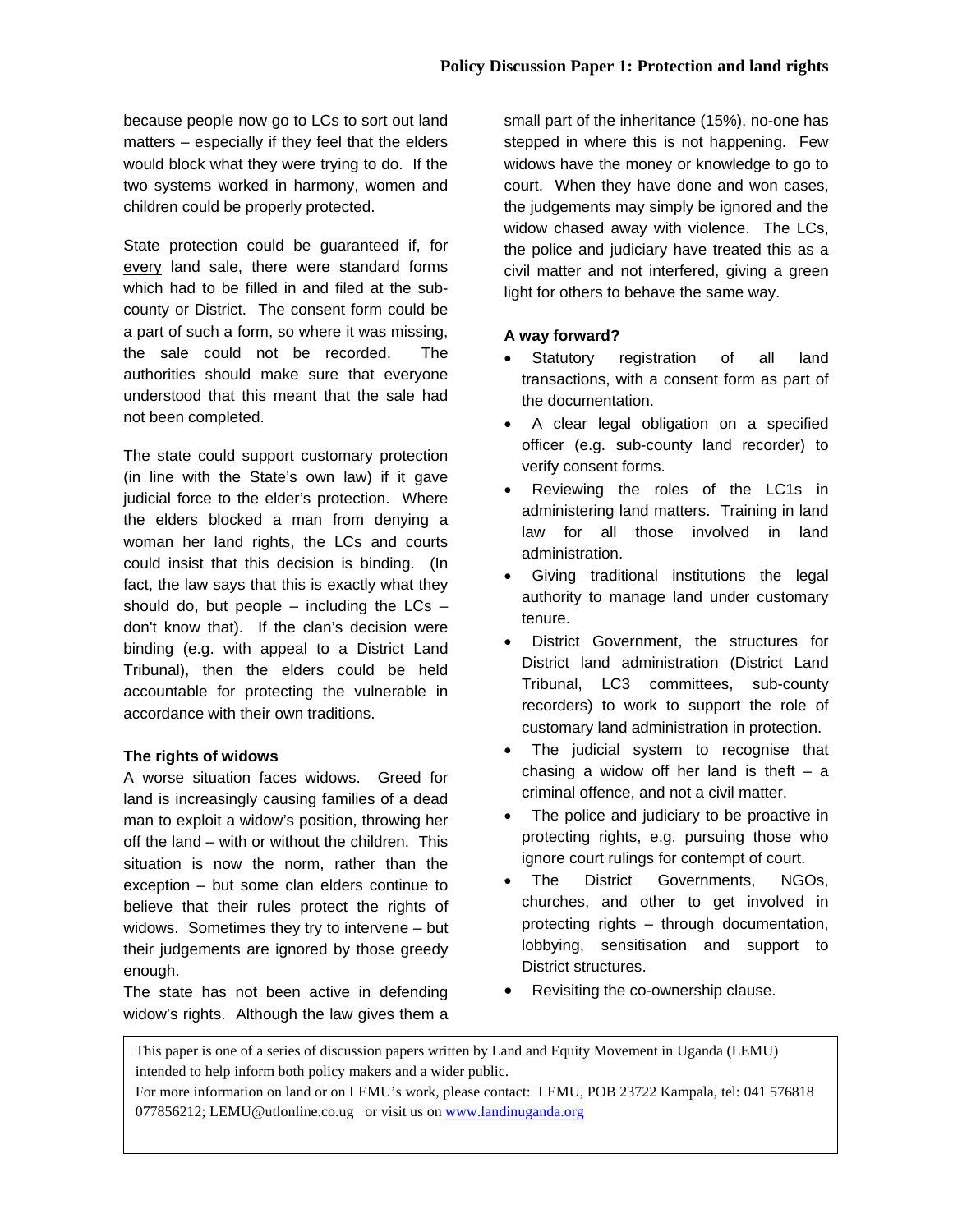because people now go to LCs to sort out land matters – especially if they feel that the elders would block what they were trying to do. If the two systems worked in harmony, women and children could be properly protected.

State protection could be guaranteed if, for every land sale, there were standard forms which had to be filled in and filed at the sub-county or District. The consent form could be a part of such a form, so where it was missing, the sale could not be recorded. The authorities should make sure that everyone understood that this meant that the sale had not been completed.

The state could support customary protection (in line with the State's own law) if it gave judicial force to the elder's protection. Where the elders blocked a man from denying a woman her land rights, the LCs and courts could insist that this decision is binding. (In fact, the law says that this is exactly what they should do, but people – including the LCs – don't know that). If the clan's decision were binding (e.g. with appeal to a District Land Tribunal), then the elders could be held accountable for protecting the vulnerable in accordance with their own traditions.

**The rights of widows**

A worse situation faces widows. Greed for land is increasingly causing families of a dead man to exploit a widow's position, throwing her off the land – with or without the children. This situation is now the norm, rather than the exception – but some clan elders continue to believe that their rules protect the rights of widows. Sometimes they try to intervene – but their judgements are ignored by those greedy enough.

The state has not been active in defending widow's rights. Although the law gives them a small part of the inheritance (15%), no-one has stepped in where this is not happening. Few widows have the money or knowledge to go to court. When they have done and won cases, the judgements may simply be ignored and the widow chased away with violence. The LCs, the police and judiciary have treated this as a civil matter and not interfered, giving a green light for others to behave the same way.

**A way forward?**

- Statutory registration of all land transactions, with a consent form as part of the documentation.
- A clear legal obligation on a specified officer (e.g. sub-county land recorder) to verify consent forms.
- Reviewing the roles of the LC1s in administering land matters. Training in land law for all those involved in land administration.
- Giving traditional institutions the legal authority to manage land under customary tenure.
- District Government, the structures for District land administration (District Land Tribunal, LC3 committees, sub-county recorders) to work to support the role of customary land administration in protection.
- The judicial system to recognise that chasing a widow off her land is theft – a criminal offence, and not a civil matter.
- The police and judiciary to be proactive in protecting rights, e.g. pursuing those who ignore court rulings for contempt of court.
- The District Governments, NGOs, churches, and other to get involved in protecting rights – through documentation, lobbying, sensitisation and support to District structures.
- Revisiting the co-ownership clause.

This paper is one of a series of discussion papers written by Land and Equity Movement in Uganda (LEMU) intended to help inform both policy makers and a wider public.
For more information on land or on LEMU's work, please contact: LEMU, POB 23722 Kampala, tel: 041 576818 077856212; LEMU@utlonline.co.ug or visit us on [www.landinuganda.org](http://www.landinuganda.org)